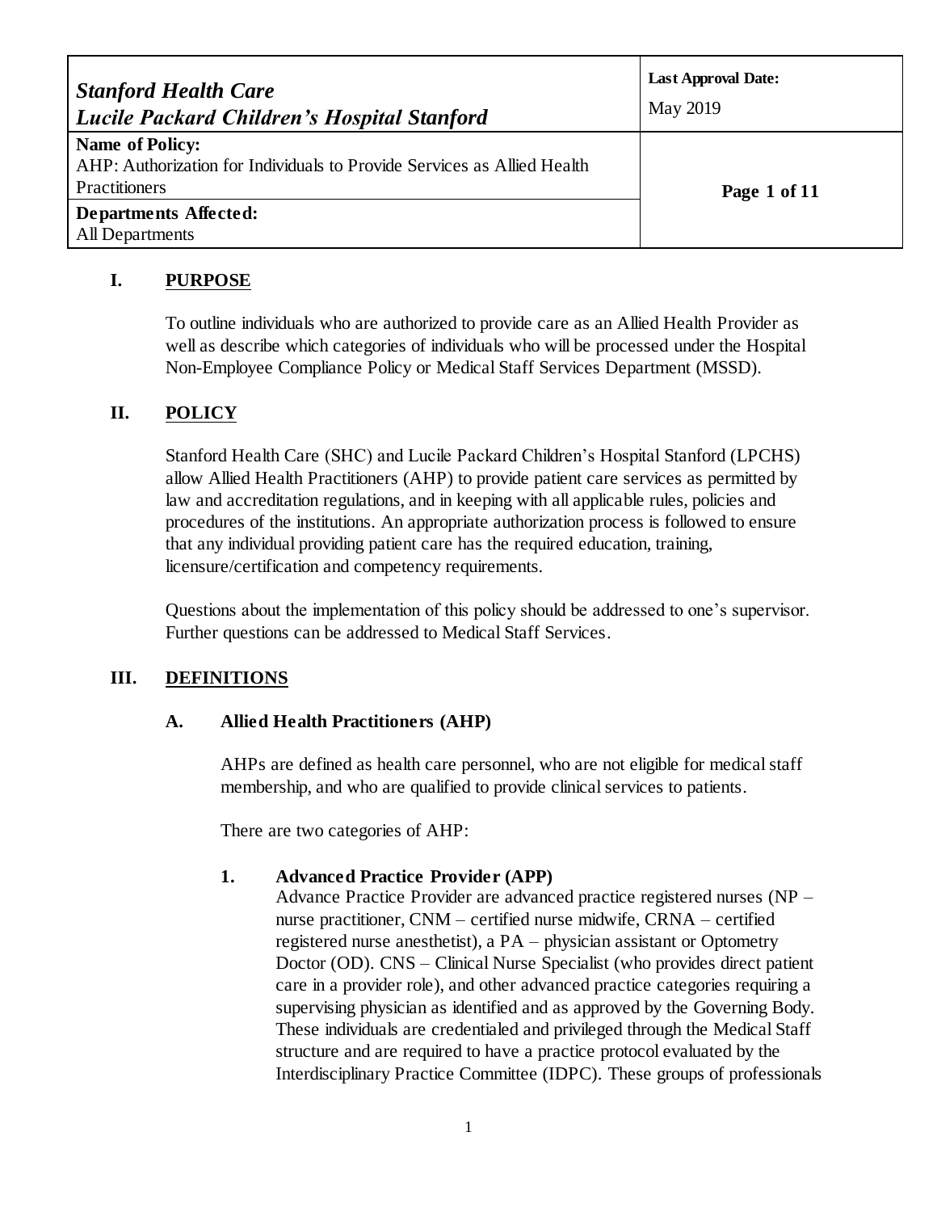| *Stanford Health Care*<br>*Lucile Packard Children's Hospital Stanford* | **Last Approval Date:**<br>May 2019 |
|---|---|
| **Name of Policy:**<br>AHP: Authorization for Individuals to Provide Services as Allied Health Practitioners | |
| **Departments Affected:**<br>All Departments | |

## I. PURPOSE

To outline individuals who are authorized to provide care as an Allied Health Provider as well as describe which categories of individuals who will be processed under the Hospital Non-Employee Compliance Policy or Medical Staff Services Department (MSSD).

## II. POLICY

Stanford Health Care (SHC) and Lucile Packard Children's Hospital Stanford (LPCHS) allow Allied Health Practitioners (AHP) to provide patient care services as permitted by law and accreditation regulations, and in keeping with all applicable rules, policies and procedures of the institutions. An appropriate authorization process is followed to ensure that any individual providing patient care has the required education, training, licensure/certification and competency requirements.

Questions about the implementation of this policy should be addressed to one's supervisor. Further questions can be addressed to Medical Staff Services.

## III. DEFINITIONS

### A. Allied Health Practitioners (AHP)

AHPs are defined as health care personnel, who are not eligible for medical staff membership, and who are qualified to provide clinical services to patients.

There are two categories of AHP:

1. **Advanced Practice Provider (APP)**
   Advance Practice Provider are advanced practice registered nurses (NP – nurse practitioner, CNM – certified nurse midwife, CRNA – certified registered nurse anesthetist), a PA – physician assistant or Optometry Doctor (OD). CNS – Clinical Nurse Specialist (who provides direct patient care in a provider role), and other advanced practice categories requiring a supervising physician as identified and as approved by the Governing Body. These individuals are credentialed and privileged through the Medical Staff structure and are required to have a practice protocol evaluated by the Interdisciplinary Practice Committee (IDPC). These groups of professionals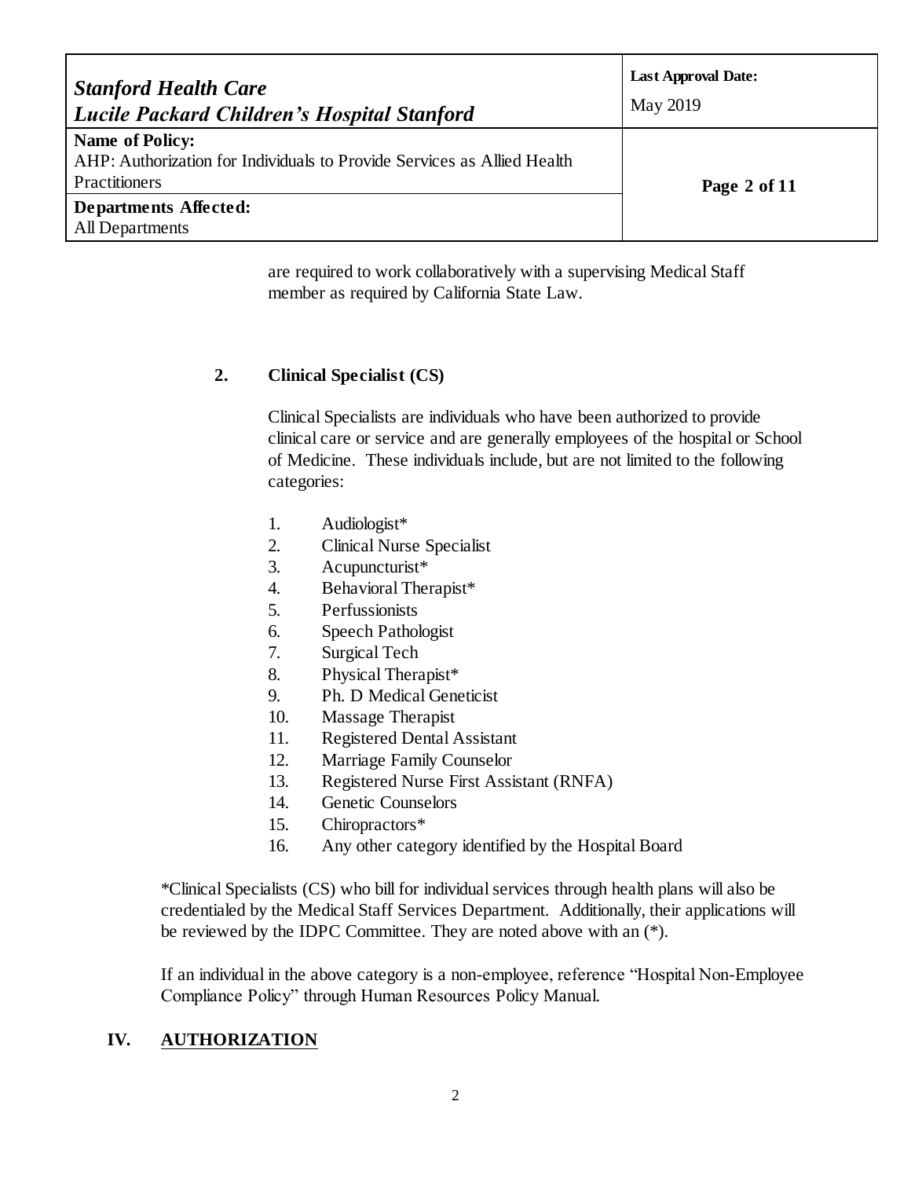are required to work collaboratively with a supervising Medical Staff member as required by California State Law.

**2. Clinical Specialist (CS)**

Clinical Specialists are individuals who have been authorized to provide clinical care or service and are generally employees of the hospital or School of Medicine. These individuals include, but are not limited to the following categories:

1. Audiologist*
2. Clinical Nurse Specialist
3. Acupuncturist*
4. Behavioral Therapist*
5. Perfussionists
6. Speech Pathologist
7. Surgical Tech
8. Physical Therapist*
9. Ph. D Medical Geneticist
10. Massage Therapist
11. Registered Dental Assistant
12. Marriage Family Counselor
13. Registered Nurse First Assistant (RNFA)
14. Genetic Counselors
15. Chiropractors*
16. Any other category identified by the Hospital Board

*Clinical Specialists (CS) who bill for individual services through health plans will also be credentialed by the Medical Staff Services Department. Additionally, their applications will be reviewed by the IDPC Committee. They are noted above with an (*).

If an individual in the above category is a non-employee, reference "Hospital Non-Employee Compliance Policy" through Human Resources Policy Manual.

## IV. AUTHORIZATION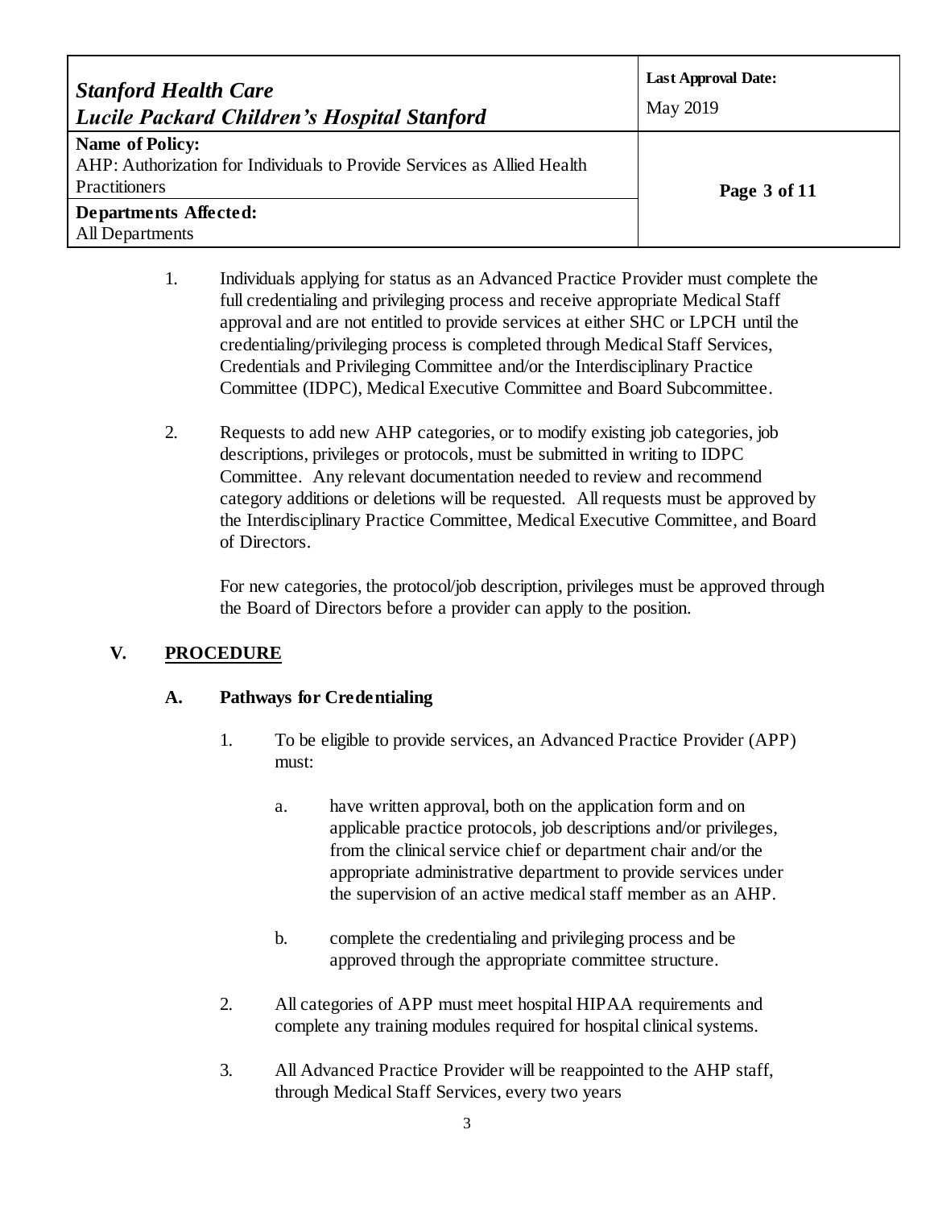1. Individuals applying for status as an Advanced Practice Provider must complete the full credentialing and privileging process and receive appropriate Medical Staff approval and are not entitled to provide services at either SHC or LPCH until the credentialing/privileging process is completed through Medical Staff Services, Credentials and Privileging Committee and/or the Interdisciplinary Practice Committee (IDPC), Medical Executive Committee and Board Subcommittee.

2. Requests to add new AHP categories, or to modify existing job categories, job descriptions, privileges or protocols, must be submitted in writing to IDPC Committee. Any relevant documentation needed to review and recommend category additions or deletions will be requested. All requests must be approved by the Interdisciplinary Practice Committee, Medical Executive Committee, and Board of Directors.

   For new categories, the protocol/job description, privileges must be approved through the Board of Directors before a provider can apply to the position.

## V. PROCEDURE

### A. Pathways for Credentialing

1. To be eligible to provide services, an Advanced Practice Provider (APP) must:

   a. have written approval, both on the application form and on applicable practice protocols, job descriptions and/or privileges, from the clinical service chief or department chair and/or the appropriate administrative department to provide services under the supervision of an active medical staff member as an AHP.

   b. complete the credentialing and privileging process and be approved through the appropriate committee structure.

2. All categories of APP must meet hospital HIPAA requirements and complete any training modules required for hospital clinical systems.

3. All Advanced Practice Provider will be reappointed to the AHP staff, through Medical Staff Services, every two years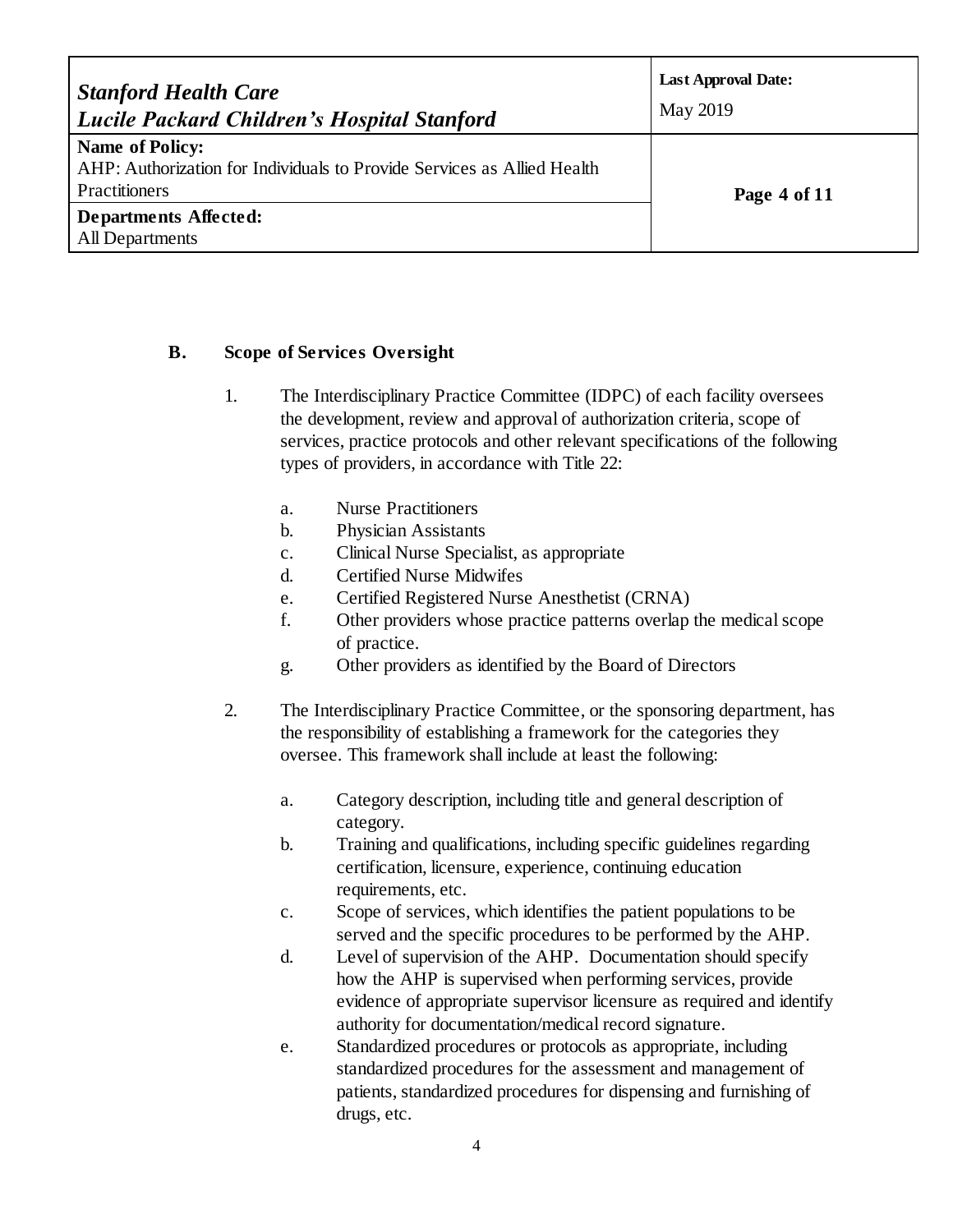**B. Scope of Services Oversight**

1. The Interdisciplinary Practice Committee (IDPC) of each facility oversees the development, review and approval of authorization criteria, scope of services, practice protocols and other relevant specifications of the following types of providers, in accordance with Title 22:

   a. Nurse Practitioners
   b. Physician Assistants
   c. Clinical Nurse Specialist, as appropriate
   d. Certified Nurse Midwifes
   e. Certified Registered Nurse Anesthetist (CRNA)
   f. Other providers whose practice patterns overlap the medical scope of practice.
   g. Other providers as identified by the Board of Directors

2. The Interdisciplinary Practice Committee, or the sponsoring department, has the responsibility of establishing a framework for the categories they oversee. This framework shall include at least the following:

   a. Category description, including title and general description of category.
   b. Training and qualifications, including specific guidelines regarding certification, licensure, experience, continuing education requirements, etc.
   c. Scope of services, which identifies the patient populations to be served and the specific procedures to be performed by the AHP.
   d. Level of supervision of the AHP. Documentation should specify how the AHP is supervised when performing services, provide evidence of appropriate supervisor licensure as required and identify authority for documentation/medical record signature.
   e. Standardized procedures or protocols as appropriate, including standardized procedures for the assessment and management of patients, standardized procedures for dispensing and furnishing of drugs, etc.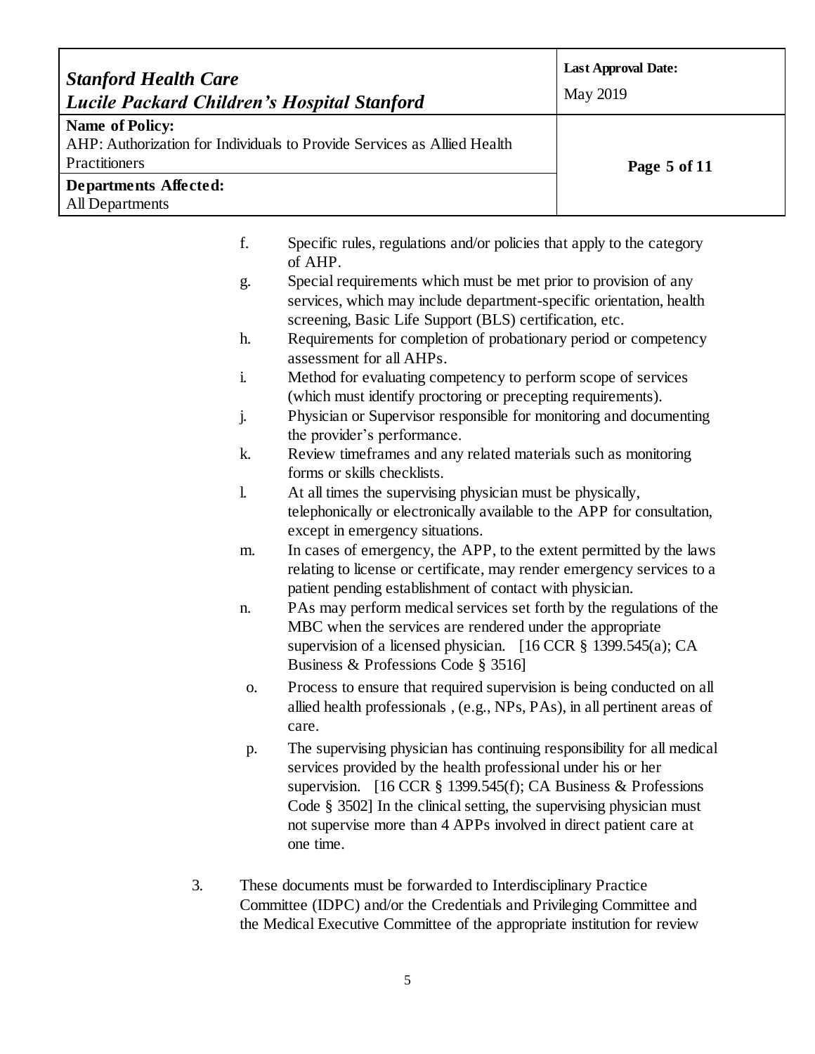f. Specific rules, regulations and/or policies that apply to the category of AHP.

g. Special requirements which must be met prior to provision of any services, which may include department-specific orientation, health screening, Basic Life Support (BLS) certification, etc.

h. Requirements for completion of probationary period or competency assessment for all AHPs.

i. Method for evaluating competency to perform scope of services (which must identify proctoring or precepting requirements).

j. Physician or Supervisor responsible for monitoring and documenting the provider's performance.

k. Review timeframes and any related materials such as monitoring forms or skills checklists.

l. At all times the supervising physician must be physically, telephonically or electronically available to the APP for consultation, except in emergency situations.

m. In cases of emergency, the APP, to the extent permitted by the laws relating to license or certificate, may render emergency services to a patient pending establishment of contact with physician.

n. PAs may perform medical services set forth by the regulations of the MBC when the services are rendered under the appropriate supervision of a licensed physician. [16 CCR § 1399.545(a); CA Business & Professions Code § 3516]

o. Process to ensure that required supervision is being conducted on all allied health professionals , (e.g., NPs, PAs), in all pertinent areas of care.

p. The supervising physician has continuing responsibility for all medical services provided by the health professional under his or her supervision. [16 CCR § 1399.545(f); CA Business & Professions Code § 3502] In the clinical setting, the supervising physician must not supervise more than 4 APPs involved in direct patient care at one time.

3. These documents must be forwarded to Interdisciplinary Practice Committee (IDPC) and/or the Credentials and Privileging Committee and the Medical Executive Committee of the appropriate institution for review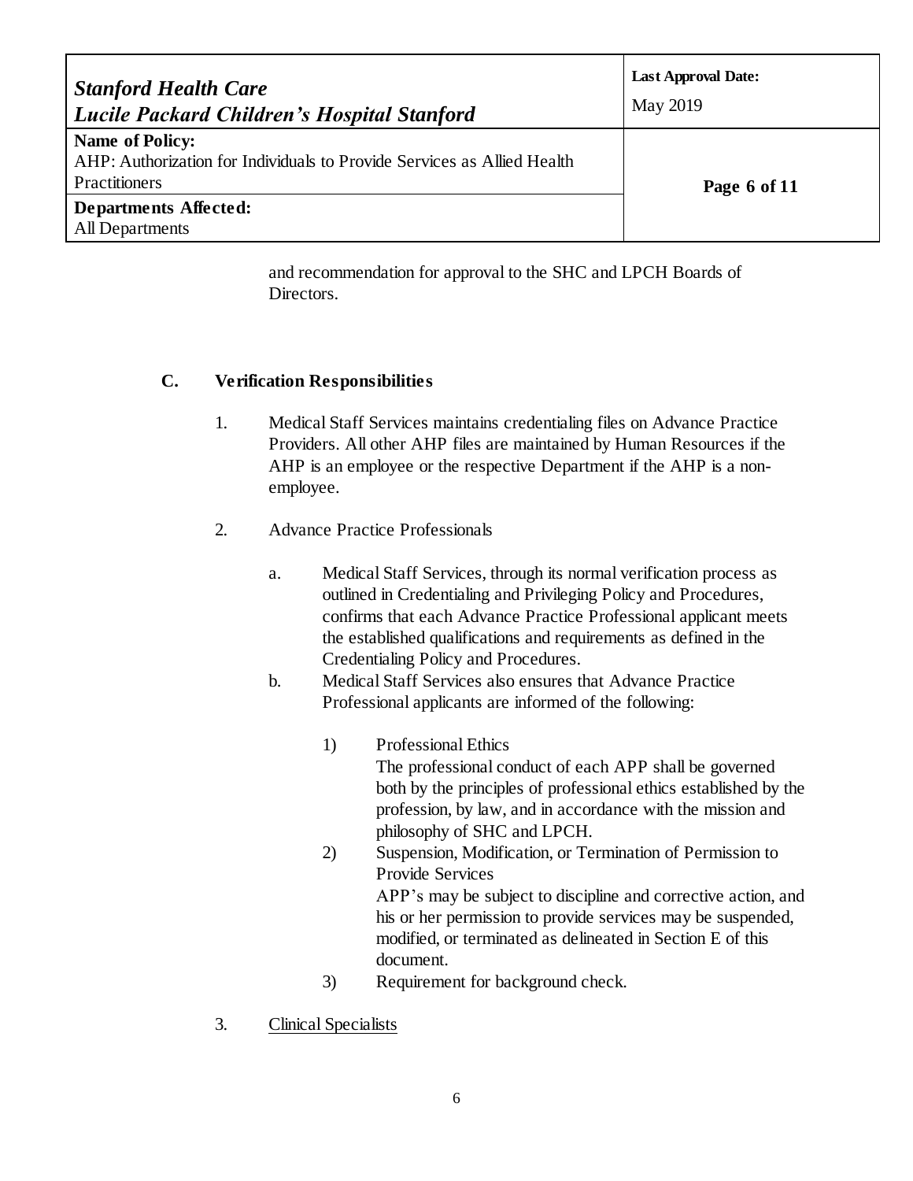and recommendation for approval to the SHC and LPCH Boards of Directors.

## C. Verification Responsibilities

1. Medical Staff Services maintains credentialing files on Advance Practice Providers. All other AHP files are maintained by Human Resources if the AHP is an employee or the respective Department if the AHP is a non-employee.

2. Advance Practice Professionals

   a. Medical Staff Services, through its normal verification process as outlined in Credentialing and Privileging Policy and Procedures, confirms that each Advance Practice Professional applicant meets the established qualifications and requirements as defined in the Credentialing Policy and Procedures.

   b. Medical Staff Services also ensures that Advance Practice Professional applicants are informed of the following:

      1) Professional Ethics
         The professional conduct of each APP shall be governed both by the principles of professional ethics established by the profession, by law, and in accordance with the mission and philosophy of SHC and LPCH.

      2) Suspension, Modification, or Termination of Permission to Provide Services
         APP's may be subject to discipline and corrective action, and his or her permission to provide services may be suspended, modified, or terminated as delineated in Section E of this document.

      3) Requirement for background check.

3. <u>Clinical Specialists</u>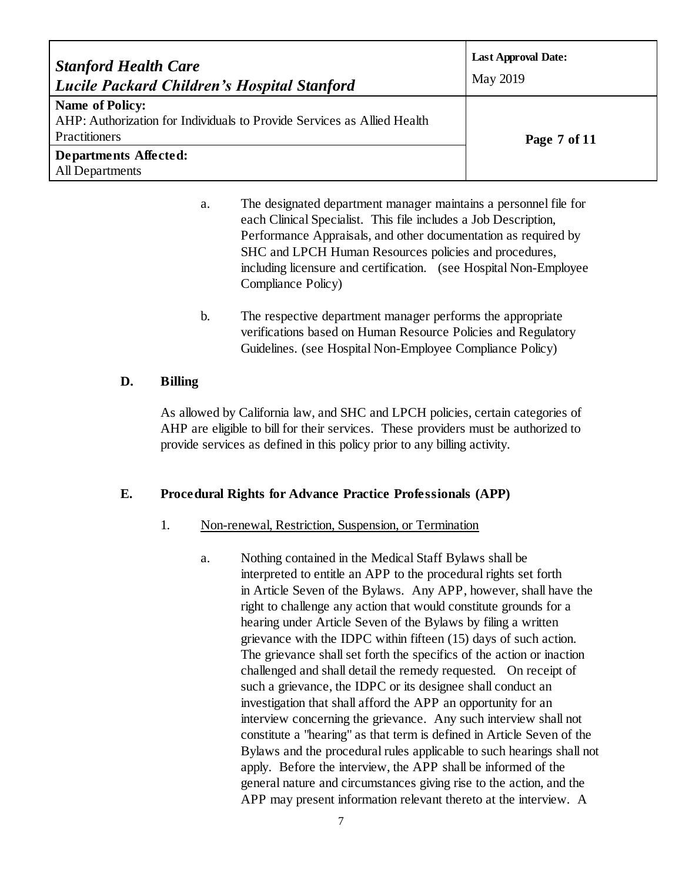a. The designated department manager maintains a personnel file for each Clinical Specialist. This file includes a Job Description, Performance Appraisals, and other documentation as required by SHC and LPCH Human Resources policies and procedures, including licensure and certification. (see Hospital Non-Employee Compliance Policy)

b. The respective department manager performs the appropriate verifications based on Human Resource Policies and Regulatory Guidelines. (see Hospital Non-Employee Compliance Policy)

## D. Billing

As allowed by California law, and SHC and LPCH policies, certain categories of AHP are eligible to bill for their services. These providers must be authorized to provide services as defined in this policy prior to any billing activity.

## E. Procedural Rights for Advance Practice Professionals (APP)

1. <u>Non-renewal, Restriction, Suspension, or Termination</u>

   a. Nothing contained in the Medical Staff Bylaws shall be interpreted to entitle an APP to the procedural rights set forth in Article Seven of the Bylaws. Any APP, however, shall have the right to challenge any action that would constitute grounds for a hearing under Article Seven of the Bylaws by filing a written grievance with the IDPC within fifteen (15) days of such action. The grievance shall set forth the specifics of the action or inaction challenged and shall detail the remedy requested. On receipt of such a grievance, the IDPC or its designee shall conduct an investigation that shall afford the APP an opportunity for an interview concerning the grievance. Any such interview shall not constitute a "hearing" as that term is defined in Article Seven of the Bylaws and the procedural rules applicable to such hearings shall not apply. Before the interview, the APP shall be informed of the general nature and circumstances giving rise to the action, and the APP may present information relevant thereto at the interview. A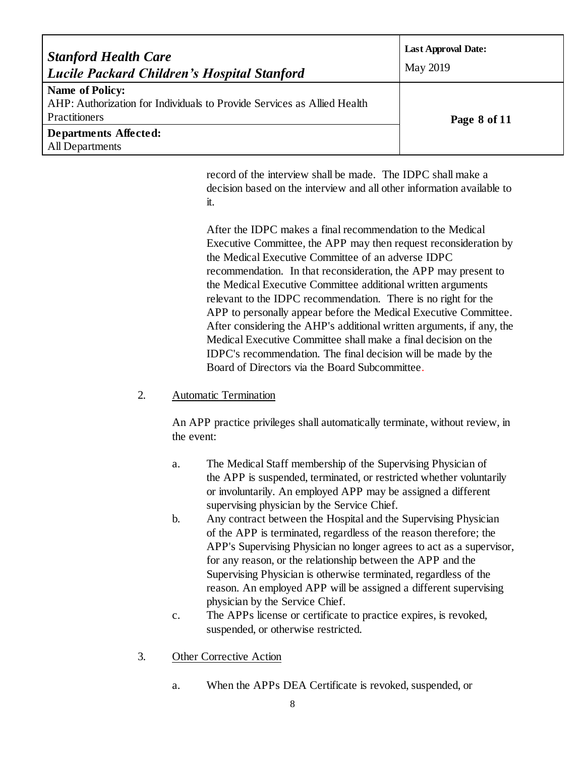record of the interview shall be made. The IDPC shall make a decision based on the interview and all other information available to it.

After the IDPC makes a final recommendation to the Medical Executive Committee, the APP may then request reconsideration by the Medical Executive Committee of an adverse IDPC recommendation. In that reconsideration, the APP may present to the Medical Executive Committee additional written arguments relevant to the IDPC recommendation. There is no right for the APP to personally appear before the Medical Executive Committee. After considering the AHP's additional written arguments, if any, the Medical Executive Committee shall make a final decision on the IDPC's recommendation. The final decision will be made by the Board of Directors via the Board Subcommittee.

2. <u>Automatic Termination</u>

   An APP practice privileges shall automatically terminate, without review, in the event:

   a. The Medical Staff membership of the Supervising Physician of the APP is suspended, terminated, or restricted whether voluntarily or involuntarily. An employed APP may be assigned a different supervising physician by the Service Chief.
   b. Any contract between the Hospital and the Supervising Physician of the APP is terminated, regardless of the reason therefore; the APP's Supervising Physician no longer agrees to act as a supervisor, for any reason, or the relationship between the APP and the Supervising Physician is otherwise terminated, regardless of the reason. An employed APP will be assigned a different supervising physician by the Service Chief.
   c. The APPs license or certificate to practice expires, is revoked, suspended, or otherwise restricted.

3. <u>Other Corrective Action</u>

   a. When the APPs DEA Certificate is revoked, suspended, or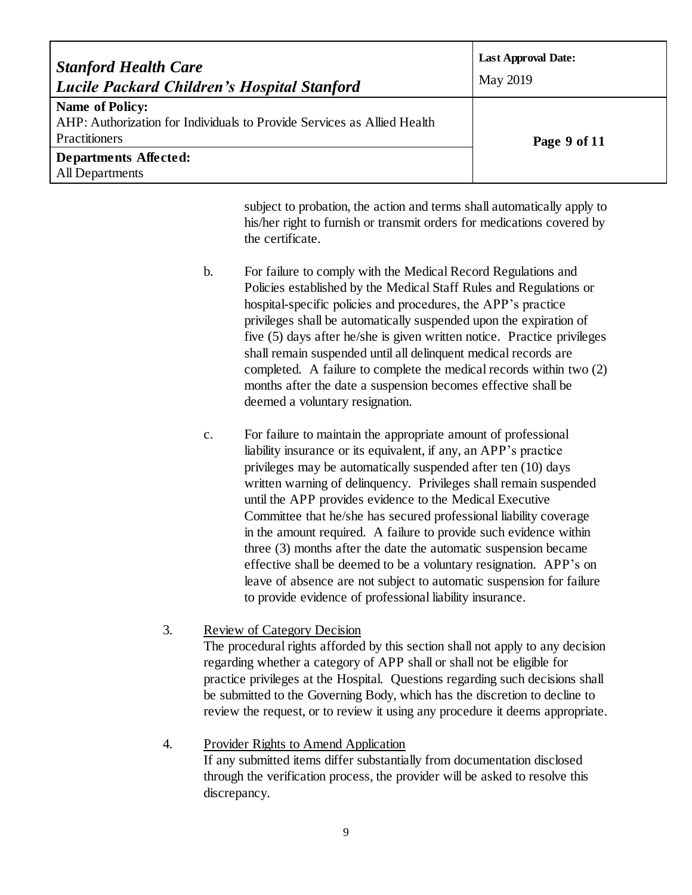subject to probation, the action and terms shall automatically apply to his/her right to furnish or transmit orders for medications covered by the certificate.

b. For failure to comply with the Medical Record Regulations and Policies established by the Medical Staff Rules and Regulations or hospital-specific policies and procedures, the APP's practice privileges shall be automatically suspended upon the expiration of five (5) days after he/she is given written notice. Practice privileges shall remain suspended until all delinquent medical records are completed. A failure to complete the medical records within two (2) months after the date a suspension becomes effective shall be deemed a voluntary resignation.

c. For failure to maintain the appropriate amount of professional liability insurance or its equivalent, if any, an APP's practice privileges may be automatically suspended after ten (10) days written warning of delinquency. Privileges shall remain suspended until the APP provides evidence to the Medical Executive Committee that he/she has secured professional liability coverage in the amount required. A failure to provide such evidence within three (3) months after the date the automatic suspension became effective shall be deemed to be a voluntary resignation. APP's on leave of absence are not subject to automatic suspension for failure to provide evidence of professional liability insurance.

3. <u>Review of Category Decision</u>
The procedural rights afforded by this section shall not apply to any decision regarding whether a category of APP shall or shall not be eligible for practice privileges at the Hospital. Questions regarding such decisions shall be submitted to the Governing Body, which has the discretion to decline to review the request, or to review it using any procedure it deems appropriate.

4. <u>Provider Rights to Amend Application</u>
If any submitted items differ substantially from documentation disclosed through the verification process, the provider will be asked to resolve this discrepancy.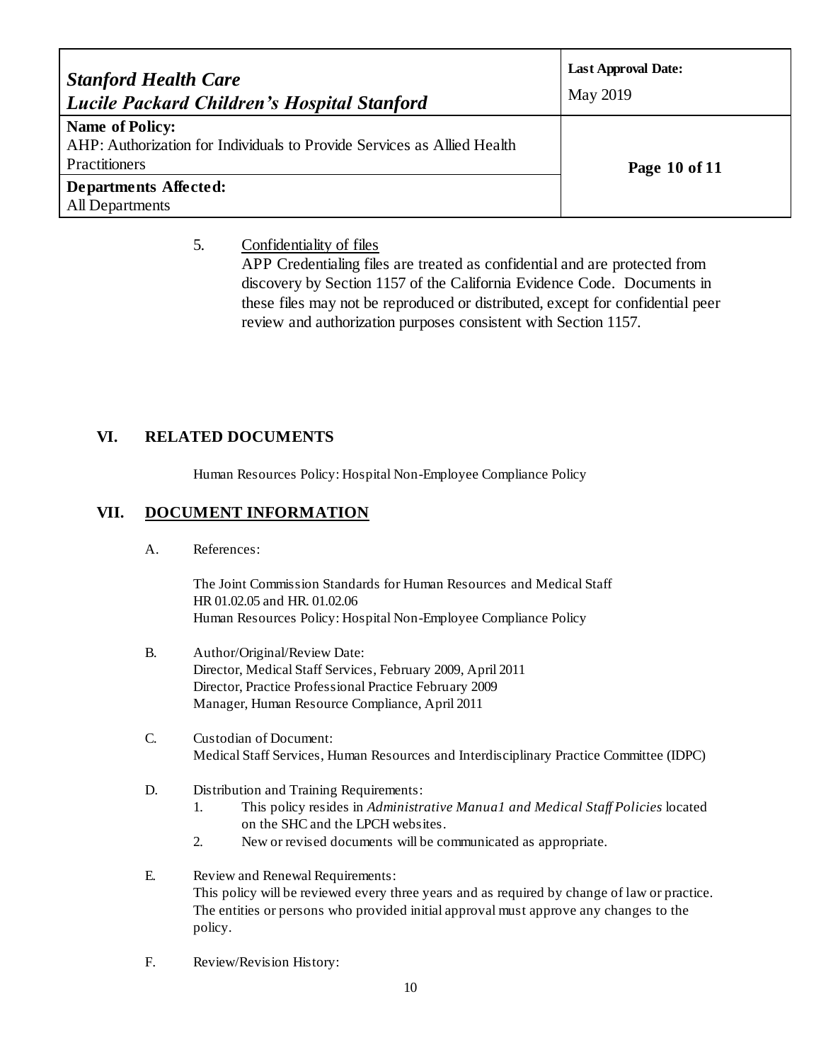5. <u>Confidentiality of files</u>
   APP Credentialing files are treated as confidential and are protected from discovery by Section 1157 of the California Evidence Code. Documents in these files may not be reproduced or distributed, except for confidential peer review and authorization purposes consistent with Section 1157.

## VI. RELATED DOCUMENTS

Human Resources Policy: Hospital Non-Employee Compliance Policy

## VII. DOCUMENT INFORMATION

A. References:

The Joint Commission Standards for Human Resources and Medical Staff
HR 01.02.05 and HR. 01.02.06
Human Resources Policy: Hospital Non-Employee Compliance Policy

B. Author/Original/Review Date:
Director, Medical Staff Services, February 2009, April 2011
Director, Practice Professional Practice February 2009
Manager, Human Resource Compliance, April 2011

C. Custodian of Document:
Medical Staff Services, Human Resources and Interdisciplinary Practice Committee (IDPC)

D. Distribution and Training Requirements:
1. This policy resides in *Administrative Manua1 and Medical Staff Policies* located on the SHC and the LPCH websites.
2. New or revised documents will be communicated as appropriate.

E. Review and Renewal Requirements:
This policy will be reviewed every three years and as required by change of law or practice. The entities or persons who provided initial approval must approve any changes to the policy.

F. Review/Revision History: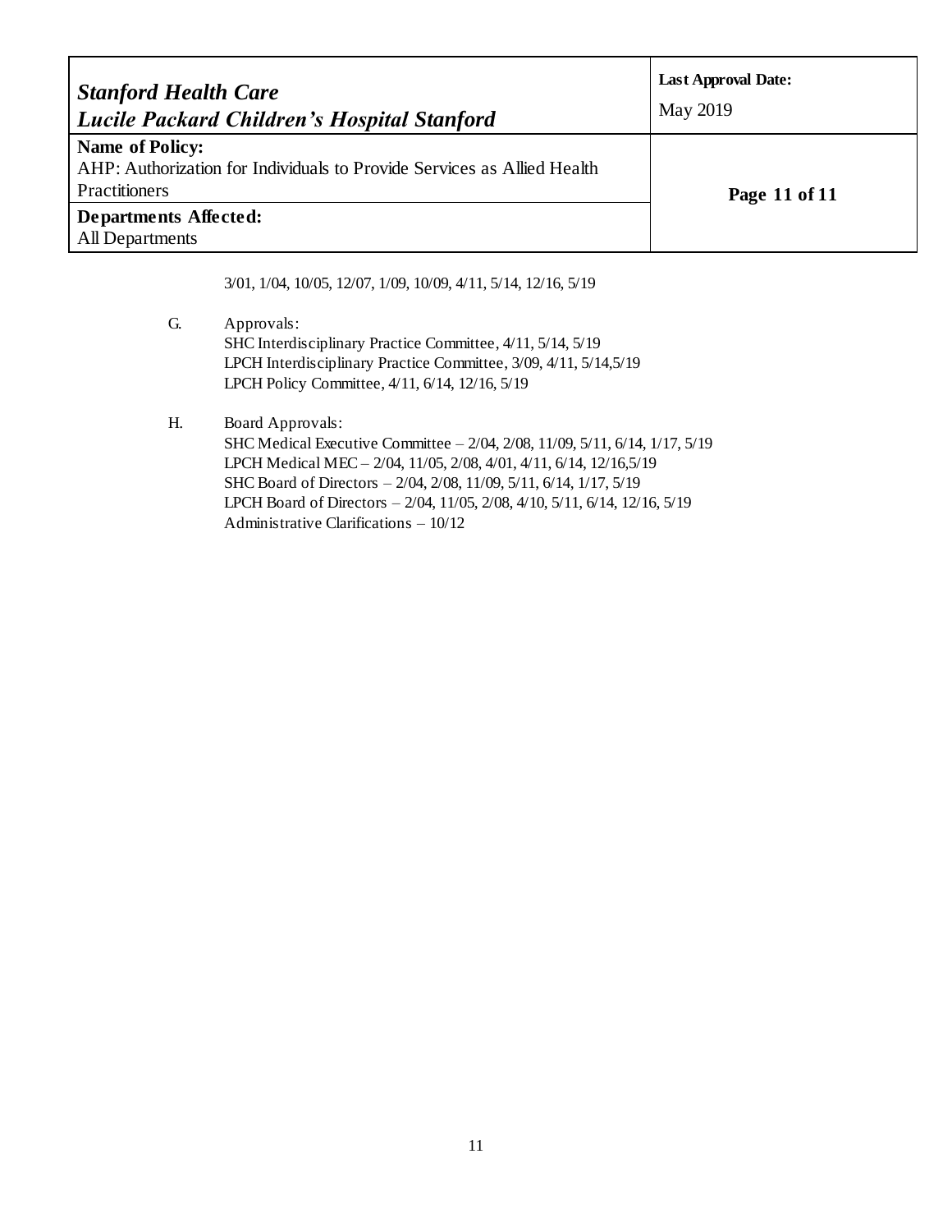3/01, 1/04, 10/05, 12/07, 1/09, 10/09, 4/11, 5/14, 12/16, 5/19

G. Approvals:
SHC Interdisciplinary Practice Committee, 4/11, 5/14, 5/19
LPCH Interdisciplinary Practice Committee, 3/09, 4/11, 5/14,5/19
LPCH Policy Committee, 4/11, 6/14, 12/16, 5/19

H. Board Approvals:
SHC Medical Executive Committee – 2/04, 2/08, 11/09, 5/11, 6/14, 1/17, 5/19
LPCH Medical MEC – 2/04, 11/05, 2/08, 4/01, 4/11, 6/14, 12/16,5/19
SHC Board of Directors – 2/04, 2/08, 11/09, 5/11, 6/14, 1/17, 5/19
LPCH Board of Directors – 2/04, 11/05, 2/08, 4/10, 5/11, 6/14, 12/16, 5/19
Administrative Clarifications – 10/12